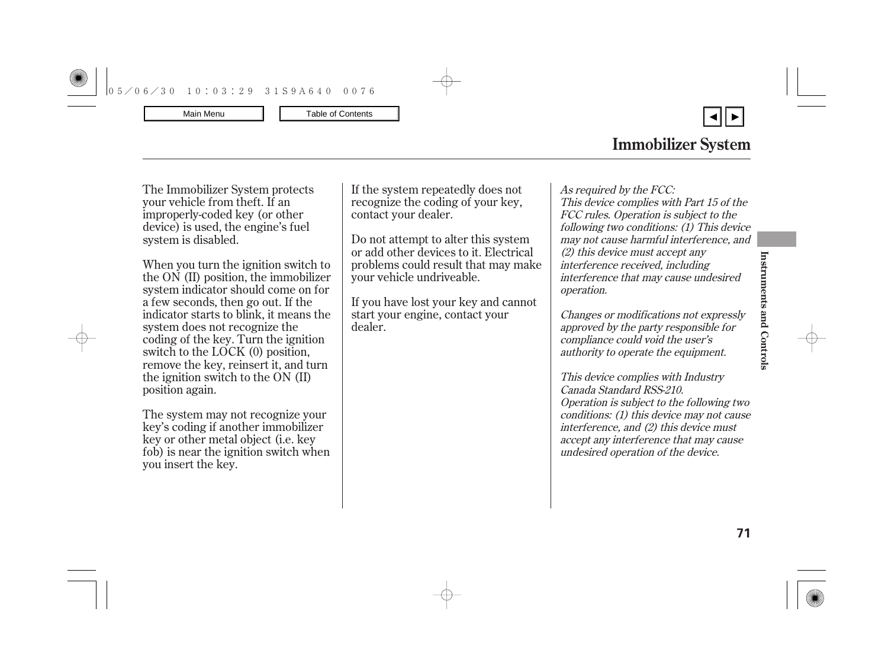# Immobilizer System

The Immobilizer System protects your vehicle from theft. If an improperly-coded key (or other device) is used, the engine's fuel system is disabled.

When you turn the ignition switch to the ON (II) position, the immobilizer system indicator should come on for a few seconds, then go out. If the indicator starts to blink, it means the system does not recognize the coding of the key. Turn the ignition switch to the LOCK (0) position, remove the key, reinsert it, and turn the ignition switch to the ON (II) position again.

The system may not recognize your key's coding if another immobilizer key or other metal object (i.e. key fob) is near the ignition switch when you insert the key.

If the system repeatedly does not recognize the coding of your key, contact your dealer.

Do not attempt to alter this system or add other devices to it. Electrical problems could result that may make your vehicle undriveable.

If you have lost your key and cannot start your engine, contact your dealer.

*As required by the FCC:*
*This device complies with Part 15 of the FCC rules. Operation is subject to the following two conditions: (1) This device may not cause harmful interference, and (2) this device must accept any interference received, including interference that may cause undesired operation.*

*Changes or modifications not expressly approved by the party responsible for compliance could void the user's authority to operate the equipment.*

*This device complies with Industry Canada Standard RSS-210.*
*Operation is subject to the following two conditions: (1) this device may not cause interference, and (2) this device must accept any interference that may cause undesired operation of the device.*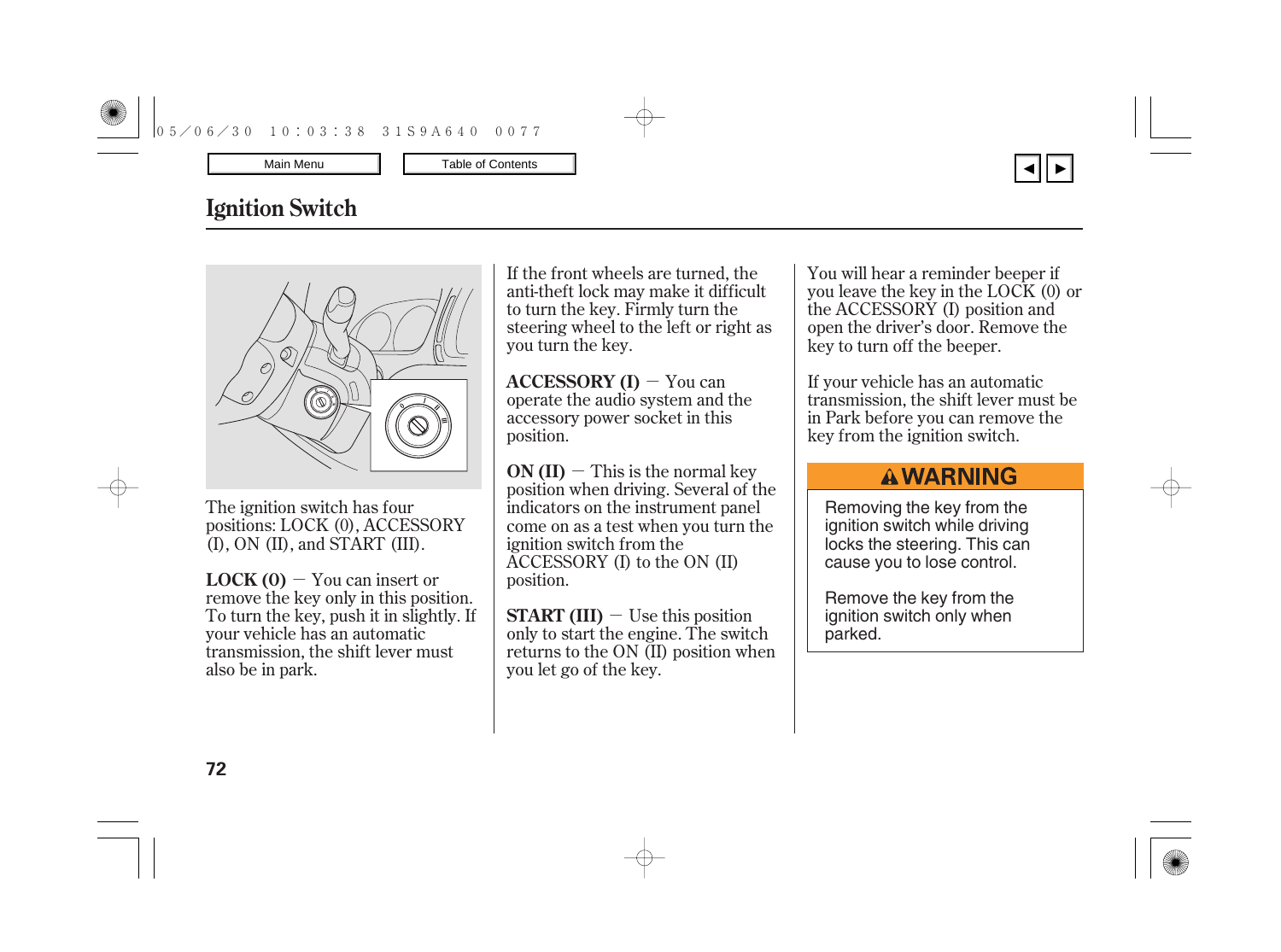# Ignition Switch

The ignition switch has four positions: LOCK (0), ACCESSORY (I), ON (II), and START (III).

**LOCK (0)** — You can insert or remove the key only in this position. To turn the key, push it in slightly. If your vehicle has an automatic transmission, the shift lever must also be in park.

If the front wheels are turned, the anti-theft lock may make it difficult to turn the key. Firmly turn the steering wheel to the left or right as you turn the key.

**ACCESSORY (I)** — You can operate the audio system and the accessory power socket in this position.

**ON (II)** — This is the normal key position when driving. Several of the indicators on the instrument panel come on as a test when you turn the ignition switch from the ACCESSORY (I) to the ON (II) position.

**START (III)** — Use this position only to start the engine. The switch returns to the ON (II) position when you let go of the key.

You will hear a reminder beeper if you leave the key in the LOCK (0) or the ACCESSORY (I) position and open the driver's door. Remove the key to turn off the beeper.

If your vehicle has an automatic transmission, the shift lever must be in Park before you can remove the key from the ignition switch.

**⚠WARNING**

Removing the key from the ignition switch while driving locks the steering. This can cause you to lose control.

Remove the key from the ignition switch only when parked.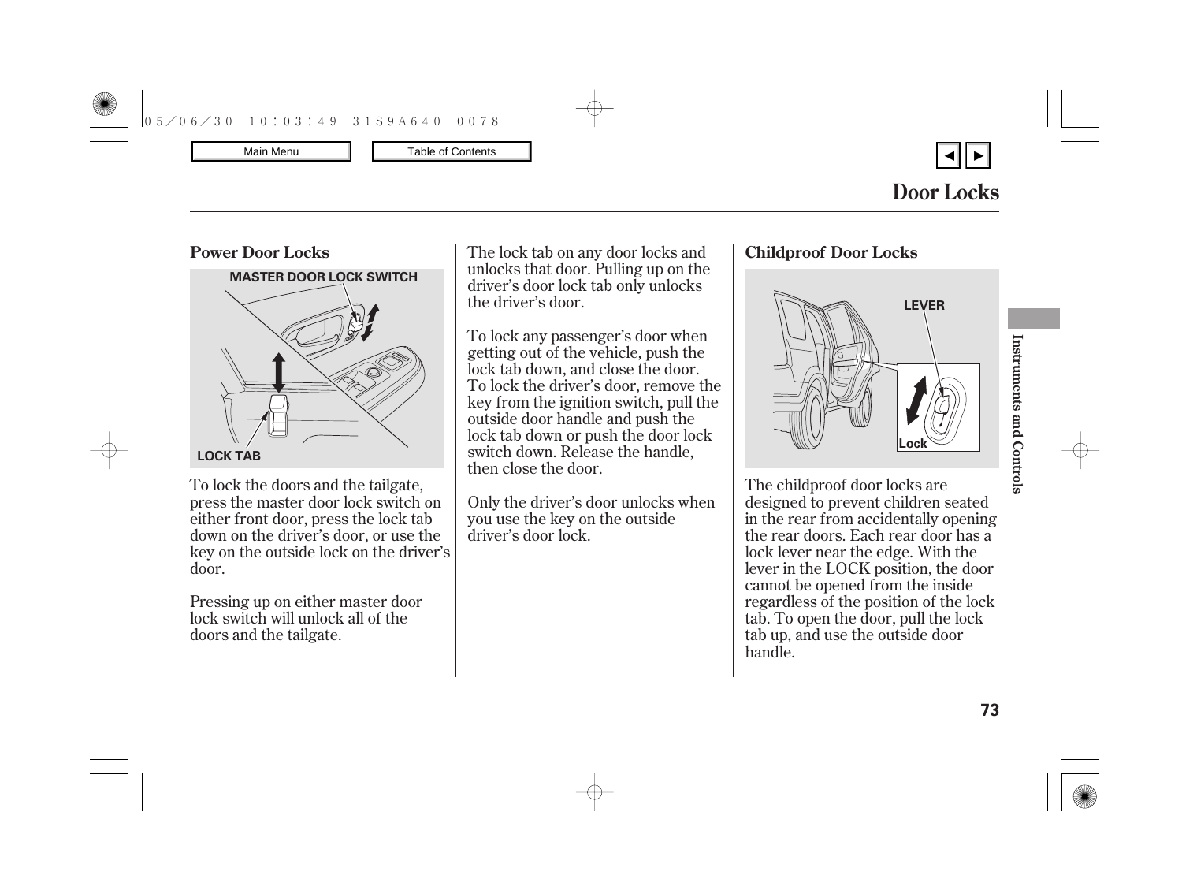# Door Locks

## Power Door Locks

MASTER DOOR LOCK SWITCH

LOCK TAB

To lock the doors and the tailgate, press the master door lock switch on either front door, press the lock tab down on the driver's door, or use the key on the outside lock on the driver's door.

Pressing up on either master door lock switch will unlock all of the doors and the tailgate.

The lock tab on any door locks and unlocks that door. Pulling up on the driver's door lock tab only unlocks the driver's door.

To lock any passenger's door when getting out of the vehicle, push the lock tab down, and close the door. To lock the driver's door, remove the key from the ignition switch, pull the outside door handle and push the lock tab down or push the door lock switch down. Release the handle, then close the door.

Only the driver's door unlocks when you use the key on the outside driver's door lock.

## Childproof Door Locks

LEVER

Lock

The childproof door locks are designed to prevent children seated in the rear from accidentally opening the rear doors. Each rear door has a lock lever near the edge. With the lever in the LOCK position, the door cannot be opened from the inside regardless of the position of the lock tab. To open the door, pull the lock tab up, and use the outside door handle.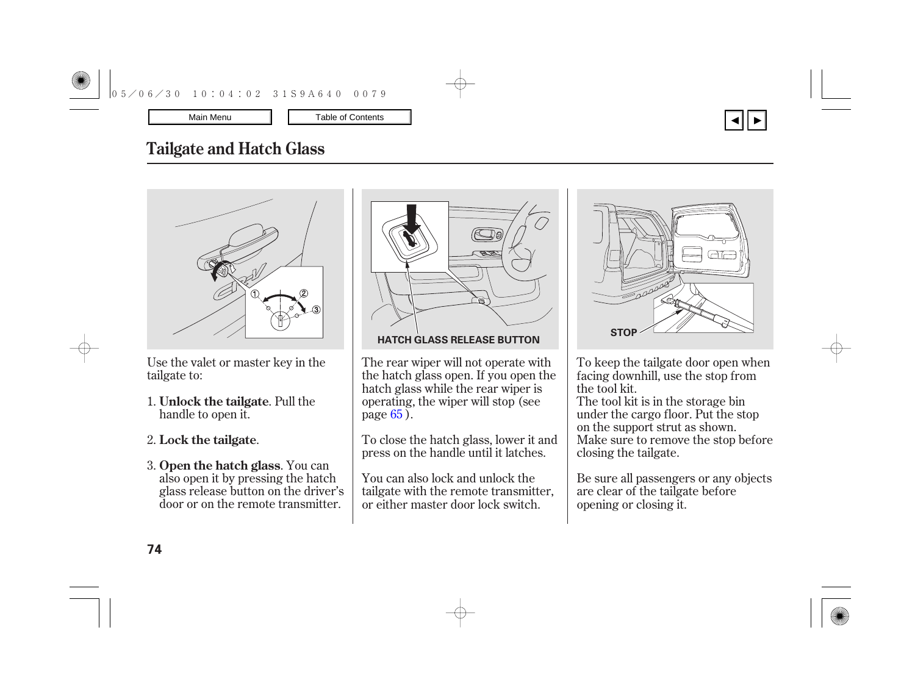# Tailgate and Hatch Glass

Use the valet or master key in the tailgate to:

1. **Unlock the tailgate**. Pull the handle to open it.

2. **Lock the tailgate**.

3. **Open the hatch glass**. You can also open it by pressing the hatch glass release button on the driver's door or on the remote transmitter.

HATCH GLASS RELEASE BUTTON

The rear wiper will not operate with the hatch glass open. If you open the hatch glass while the rear wiper is operating, the wiper will stop (see page 65 ).

To close the hatch glass, lower it and press on the handle until it latches.

You can also lock and unlock the tailgate with the remote transmitter, or either master door lock switch.

STOP

To keep the tailgate door open when facing downhill, use the stop from the tool kit.
The tool kit is in the storage bin under the cargo floor. Put the stop on the support strut as shown.
Make sure to remove the stop before closing the tailgate.

Be sure all passengers or any objects are clear of the tailgate before opening or closing it.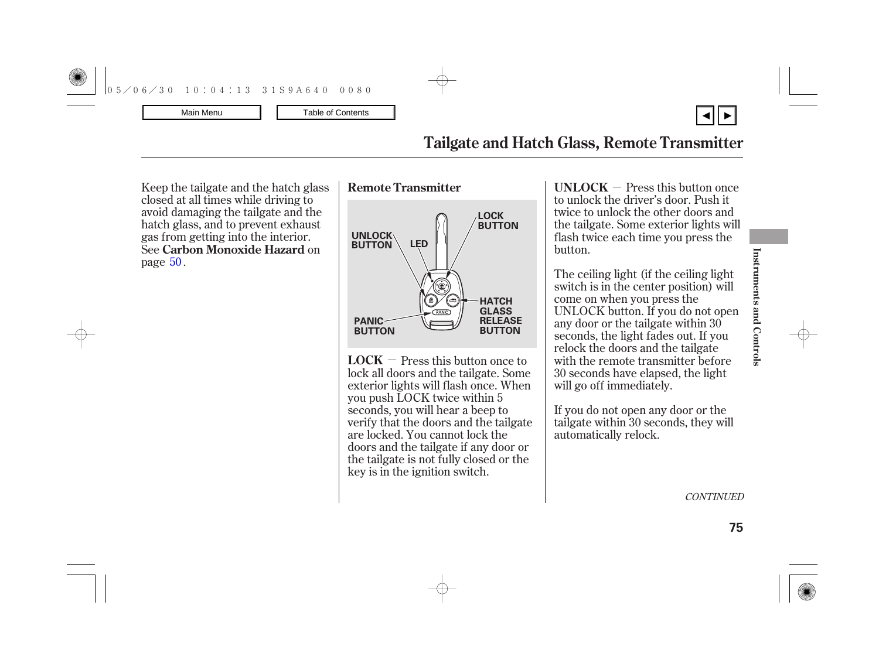# Tailgate and Hatch Glass, Remote Transmitter

Keep the tailgate and the hatch glass closed at all times while driving to avoid damaging the tailgate and the hatch glass, and to prevent exhaust gas from getting into the interior. See **Carbon Monoxide Hazard** on page 50.

**Remote Transmitter**

UNLOCK BUTTON

LED

LOCK BUTTON

HATCH GLASS RELEASE BUTTON

PANIC BUTTON

**LOCK** — Press this button once to lock all doors and the tailgate. Some exterior lights will flash once. When you push LOCK twice within 5 seconds, you will hear a beep to verify that the doors and the tailgate are locked. You cannot lock the doors and the tailgate if any door or the tailgate is not fully closed or the key is in the ignition switch.

**UNLOCK** — Press this button once to unlock the driver's door. Push it twice to unlock the other doors and the tailgate. Some exterior lights will flash twice each time you press the button.

The ceiling light (if the ceiling light switch is in the center position) will come on when you press the UNLOCK button. If you do not open any door or the tailgate within 30 seconds, the light fades out. If you relock the doors and the tailgate with the remote transmitter before 30 seconds have elapsed, the light will go off immediately.

If you do not open any door or the tailgate within 30 seconds, they will automatically relock.

*CONTINUED*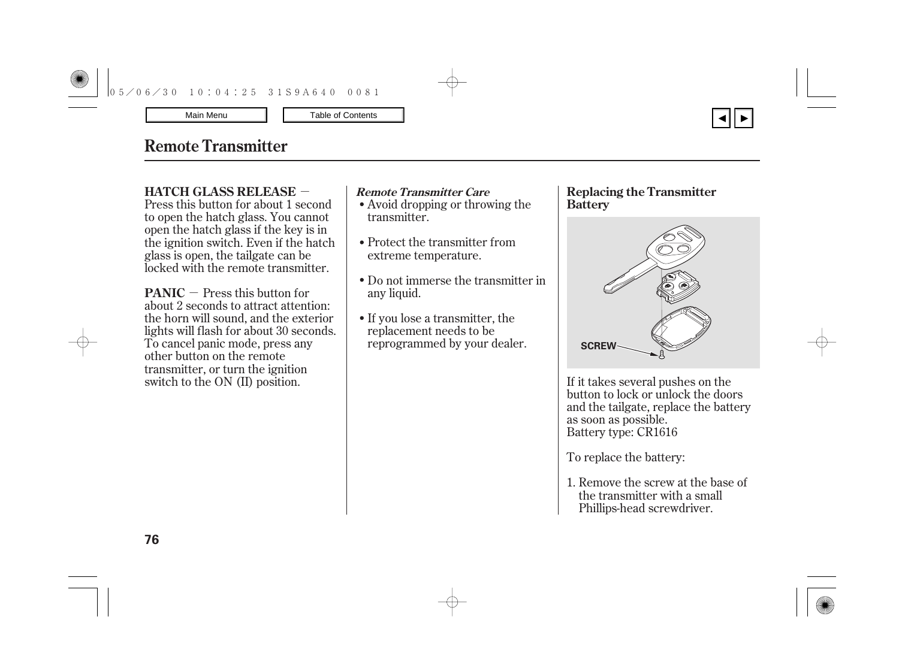# Remote Transmitter

**HATCH GLASS RELEASE** − Press this button for about 1 second to open the hatch glass. You cannot open the hatch glass if the key is in the ignition switch. Even if the hatch glass is open, the tailgate can be locked with the remote transmitter.

**PANIC** − Press this button for about 2 seconds to attract attention: the horn will sound, and the exterior lights will flash for about 30 seconds. To cancel panic mode, press any other button on the remote transmitter, or turn the ignition switch to the ON (II) position.

***Remote Transmitter Care***

- Avoid dropping or throwing the transmitter.
- Protect the transmitter from extreme temperature.
- Do not immerse the transmitter in any liquid.
- If you lose a transmitter, the replacement needs to be reprogrammed by your dealer.

**Replacing the Transmitter Battery**

SCREW

If it takes several pushes on the button to lock or unlock the doors and the tailgate, replace the battery as soon as possible.
Battery type: CR1616

To replace the battery:

1. Remove the screw at the base of the transmitter with a small Phillips-head screwdriver.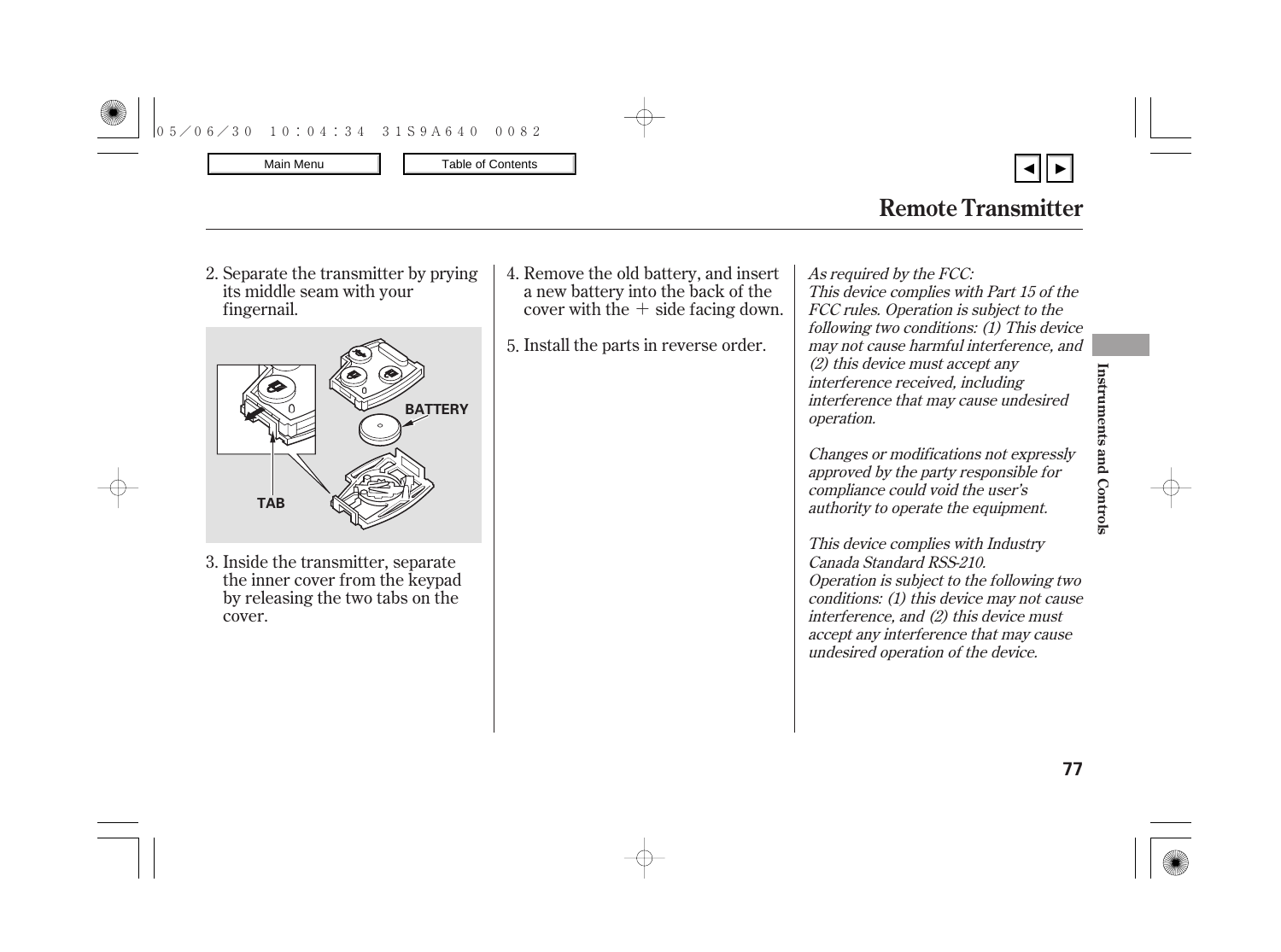# Remote Transmitter

2. Separate the transmitter by prying its middle seam with your fingernail.

BATTERY

TAB

3. Inside the transmitter, separate the inner cover from the keypad by releasing the two tabs on the cover.

4. Remove the old battery, and insert a new battery into the back of the cover with the + side facing down.

5. Install the parts in reverse order.

*As required by the FCC:*
*This device complies with Part 15 of the FCC rules. Operation is subject to the following two conditions: (1) This device may not cause harmful interference, and (2) this device must accept any interference received, including interference that may cause undesired operation.*

*Changes or modifications not expressly approved by the party responsible for compliance could void the user's authority to operate the equipment.*

*This device complies with Industry Canada Standard RSS-210.*
*Operation is subject to the following two conditions: (1) this device may not cause interference, and (2) this device must accept any interference that may cause undesired operation of the device.*